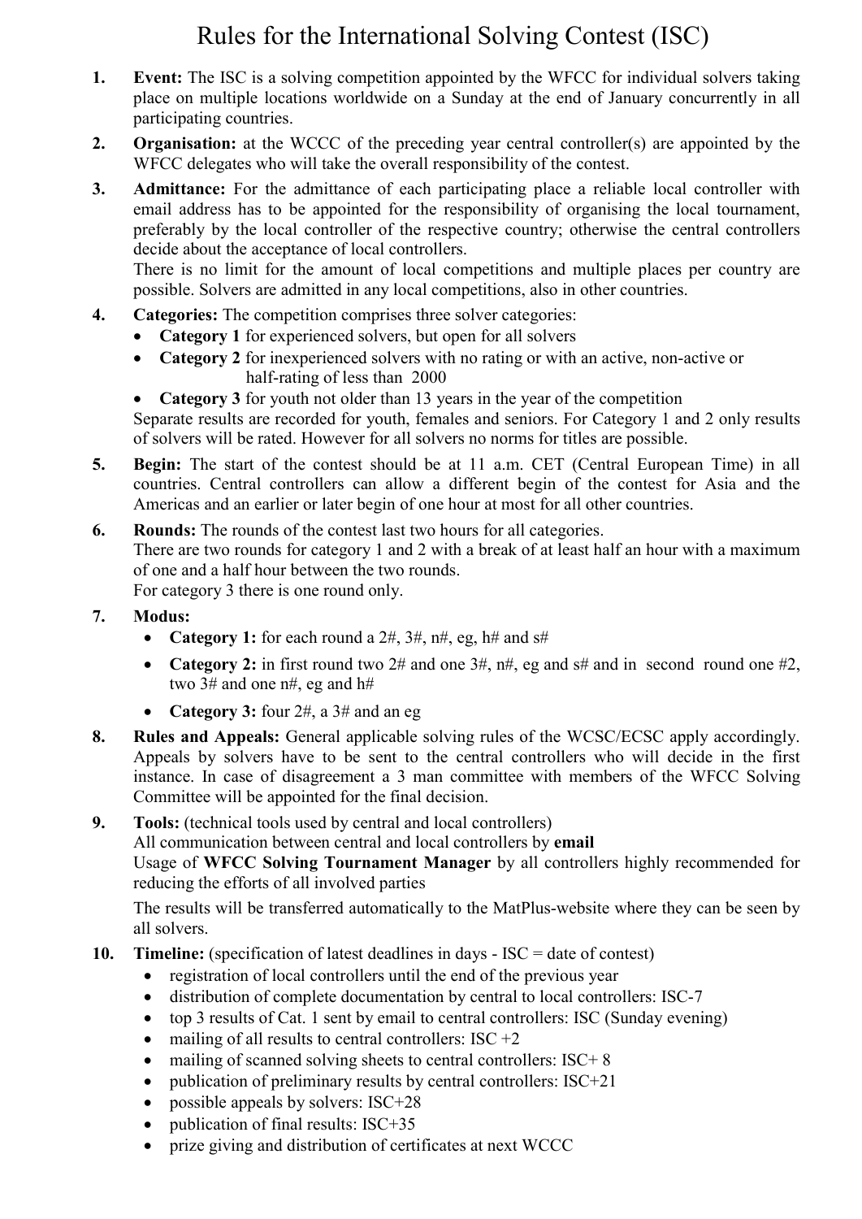# Rules for the International Solving Contest (ISC)

1. **Event:** The ISC is a solving competition appointed by the WFCC for individual solvers taking place on multiple locations worldwide on a Sunday at the end of January concurrently in all participating countries.

2. **Organisation:** at the WCCC of the preceding year central controller(s) are appointed by the WFCC delegates who will take the overall responsibility of the contest.

3. **Admittance:** For the admittance of each participating place a reliable local controller with email address has to be appointed for the responsibility of organising the local tournament, preferably by the local controller of the respective country; otherwise the central controllers decide about the acceptance of local controllers.
   There is no limit for the amount of local competitions and multiple places per country are possible. Solvers are admitted in any local competitions, also in other countries.

4. **Categories:** The competition comprises three solver categories:
   - **Category 1** for experienced solvers, but open for all solvers
   - **Category 2** for inexperienced solvers with no rating or with an active, non-active or half-rating of less than 2000
   - **Category 3** for youth not older than 13 years in the year of the competition

   Separate results are recorded for youth, females and seniors. For Category 1 and 2 only results of solvers will be rated. However for all solvers no norms for titles are possible.

5. **Begin:** The start of the contest should be at 11 a.m. CET (Central European Time) in all countries. Central controllers can allow a different begin of the contest for Asia and the Americas and an earlier or later begin of one hour at most for all other countries.

6. **Rounds:** The rounds of the contest last two hours for all categories.
   There are two rounds for category 1 and 2 with a break of at least half an hour with a maximum of one and a half hour between the two rounds.
   For category 3 there is one round only.

7. **Modus:**
   - **Category 1:** for each round a 2#, 3#, n#, eg, h# and s#
   - **Category 2:** in first round two 2# and one 3#, n#, eg and s# and in second round one #2, two 3# and one n#, eg and h#
   - **Category 3:** four 2#, a 3# and an eg

8. **Rules and Appeals:** General applicable solving rules of the WCSC/ECSC apply accordingly. Appeals by solvers have to be sent to the central controllers who will decide in the first instance. In case of disagreement a 3 man committee with members of the WFCC Solving Committee will be appointed for the final decision.

9. **Tools:** (technical tools used by central and local controllers)
   All communication between central and local controllers by **email**
   Usage of **WFCC Solving Tournament Manager** by all controllers highly recommended for reducing the efforts of all involved parties

   The results will be transferred automatically to the MatPlus-website where they can be seen by all solvers.

10. **Timeline:** (specification of latest deadlines in days - ISC = date of contest)
    - registration of local controllers until the end of the previous year
    - distribution of complete documentation by central to local controllers: ISC-7
    - top 3 results of Cat. 1 sent by email to central controllers: ISC (Sunday evening)
    - mailing of all results to central controllers: ISC +2
    - mailing of scanned solving sheets to central controllers: ISC+ 8
    - publication of preliminary results by central controllers: ISC+21
    - possible appeals by solvers: ISC+28
    - publication of final results: ISC+35
    - prize giving and distribution of certificates at next WCCC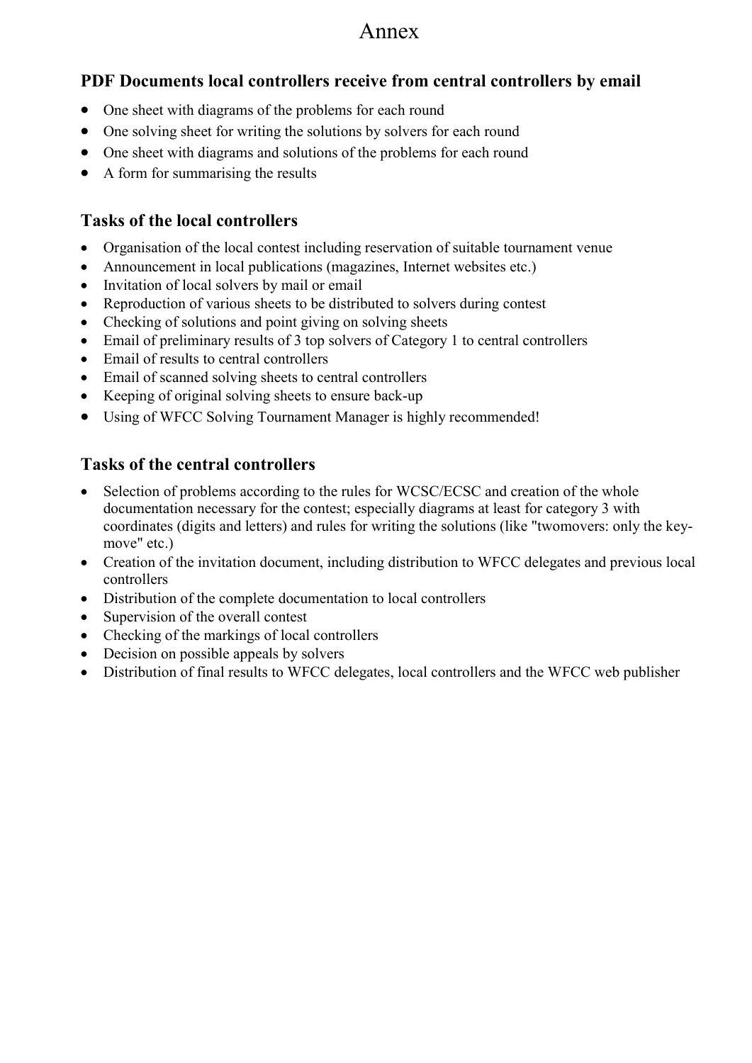# Annex

## PDF Documents local controllers receive from central controllers by email

- One sheet with diagrams of the problems for each round
- One solving sheet for writing the solutions by solvers for each round
- One sheet with diagrams and solutions of the problems for each round
- A form for summarising the results

## Tasks of the local controllers

- Organisation of the local contest including reservation of suitable tournament venue
- Announcement in local publications (magazines, Internet websites etc.)
- Invitation of local solvers by mail or email
- Reproduction of various sheets to be distributed to solvers during contest
- Checking of solutions and point giving on solving sheets
- Email of preliminary results of 3 top solvers of Category 1 to central controllers
- Email of results to central controllers
- Email of scanned solving sheets to central controllers
- Keeping of original solving sheets to ensure back-up
- Using of WFCC Solving Tournament Manager is highly recommended!

## Tasks of the central controllers

- Selection of problems according to the rules for WCSC/ECSC and creation of the whole documentation necessary for the contest; especially diagrams at least for category 3 with coordinates (digits and letters) and rules for writing the solutions (like "twomovers: only the key-move" etc.)
- Creation of the invitation document, including distribution to WFCC delegates and previous local controllers
- Distribution of the complete documentation to local controllers
- Supervision of the overall contest
- Checking of the markings of local controllers
- Decision on possible appeals by solvers
- Distribution of final results to WFCC delegates, local controllers and the WFCC web publisher